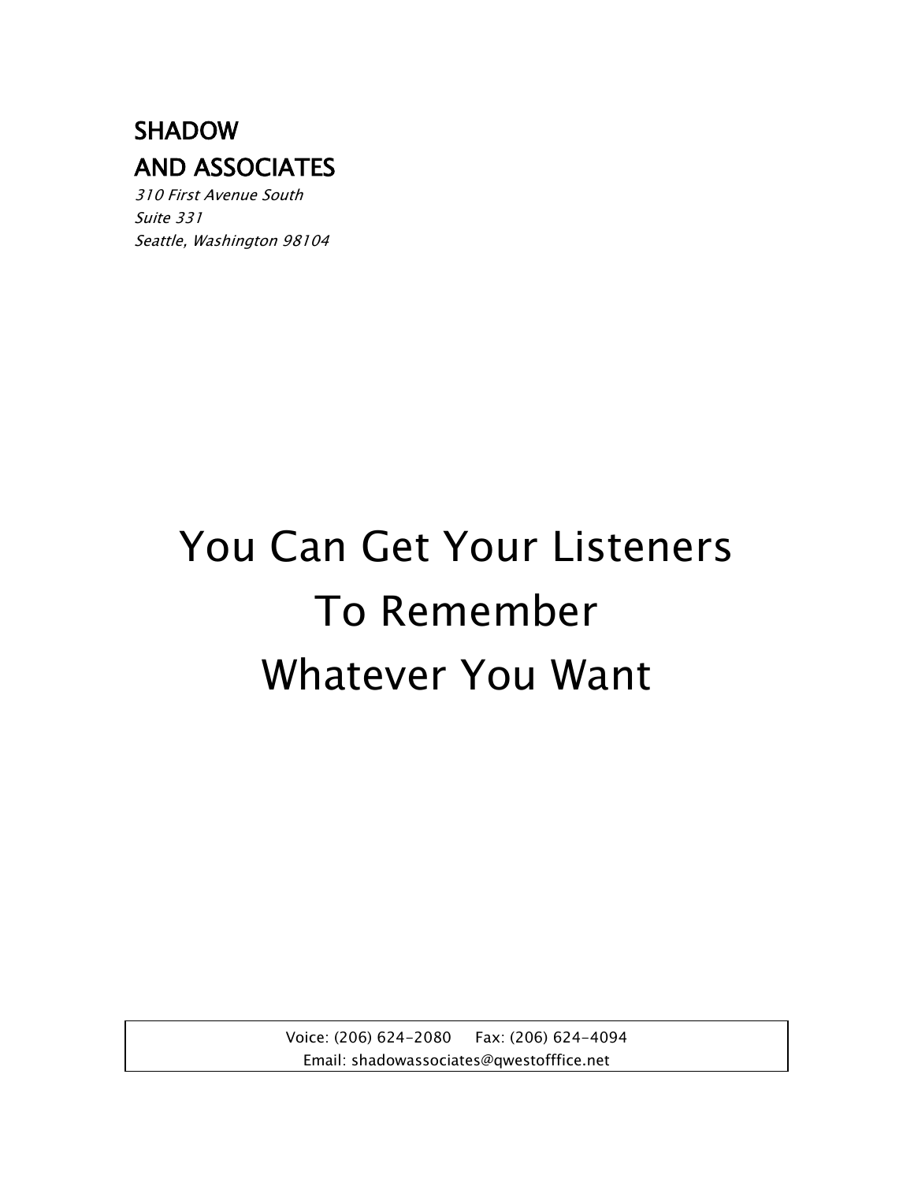**SHADOW**
**AND ASSOCIATES**

*310 First Avenue South*
*Suite 331*
*Seattle, Washington 98104*

# You Can Get Your Listeners To Remember Whatever You Want

Voice: (206) 624-2080 Fax: (206) 624-4094
Email: shadowassociates@qwestofffice.net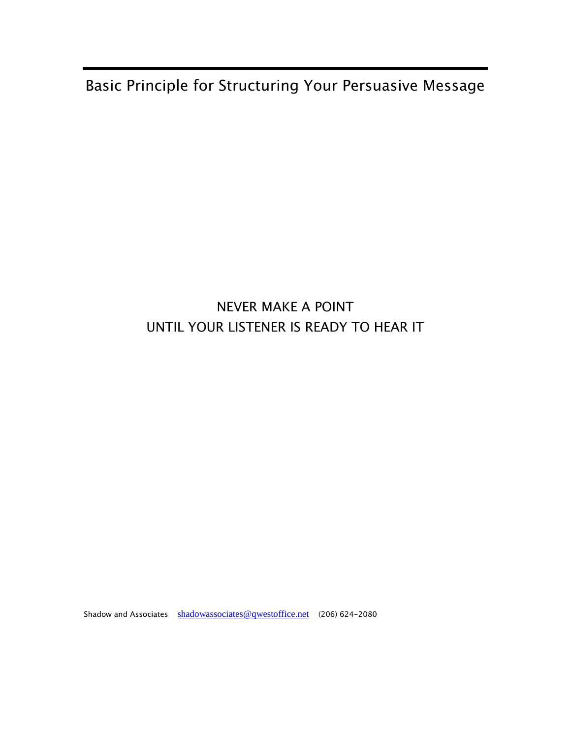# Basic Principle for Structuring Your Persuasive Message

NEVER MAKE A POINT
UNTIL YOUR LISTENER IS READY TO HEAR IT

Shadow and Associates shadowassociates@qwestoffice.net (206) 624-2080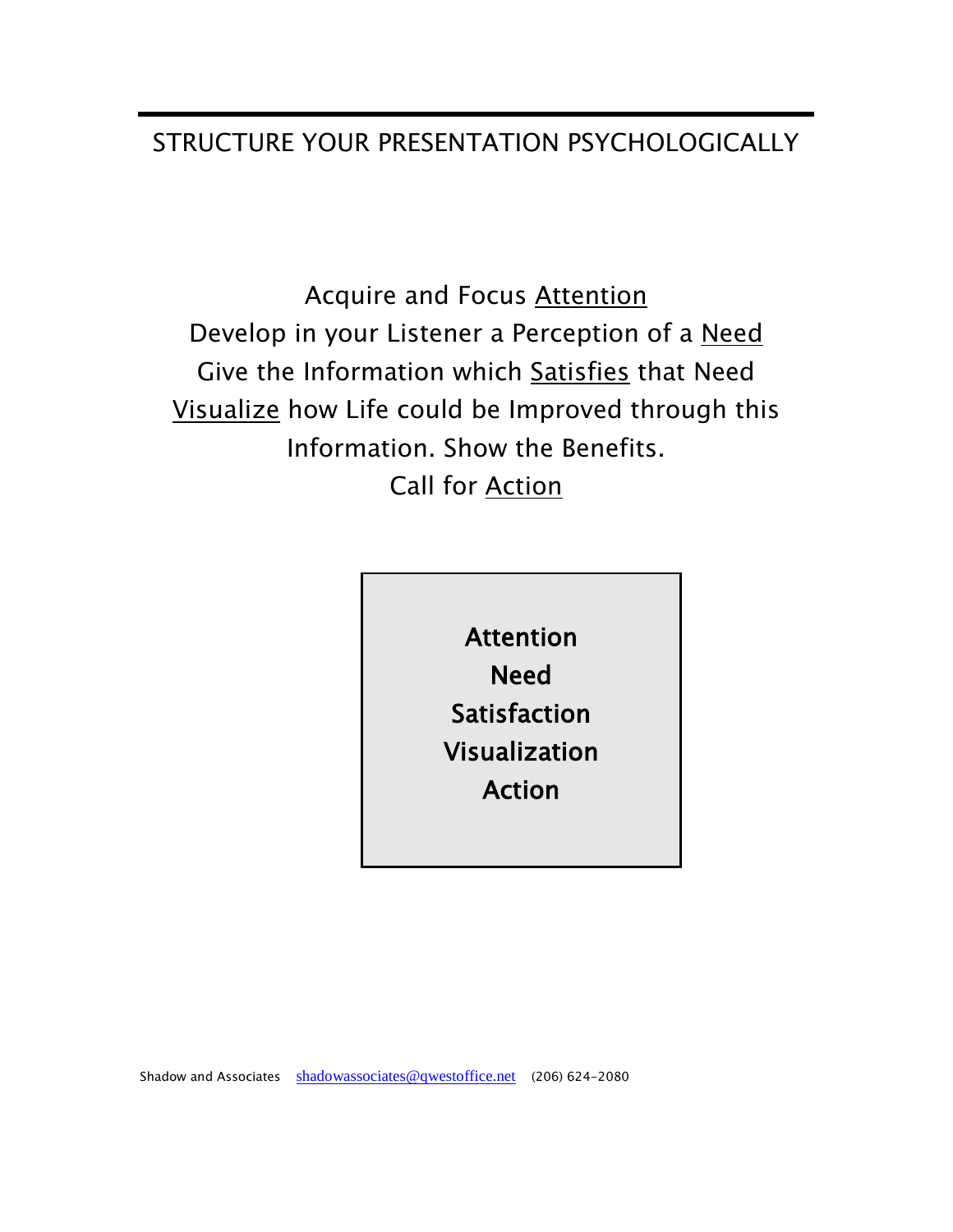## STRUCTURE YOUR PRESENTATION PSYCHOLOGICALLY

Acquire and Focus <u>Attention</u>
Develop in your Listener a Perception of a <u>Need</u>
Give the Information which <u>Satisfies</u> that Need
<u>Visualize</u> how Life could be Improved through this Information. Show the Benefits.
Call for <u>Action</u>

**Attention**
**Need**
**Satisfaction**
**Visualization**
**Action**

Shadow and Associates    shadowassociates@qwestoffice.net    (206) 624-2080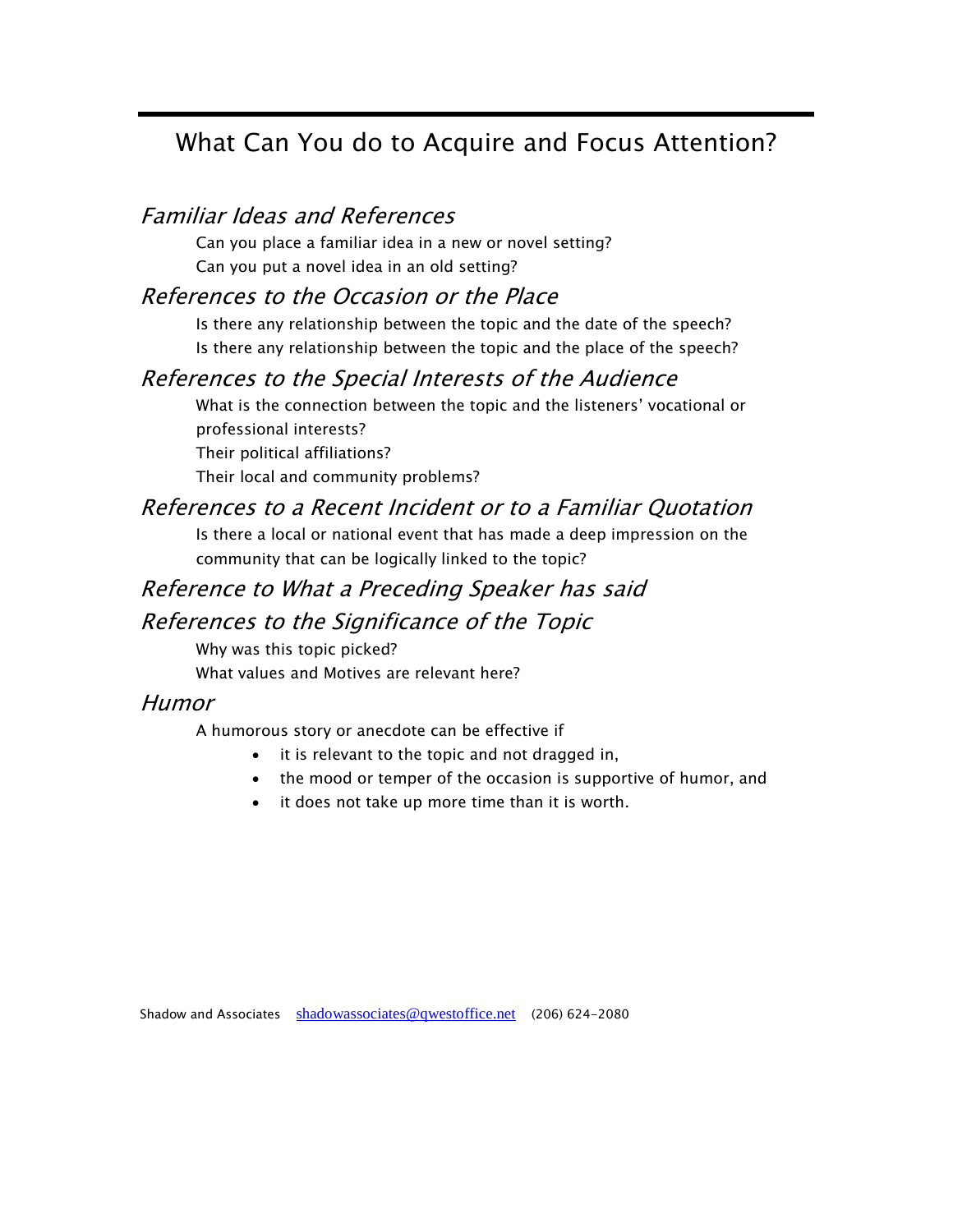# What Can You do to Acquire and Focus Attention?

## *Familiar Ideas and References*

Can you place a familiar idea in a new or novel setting?
Can you put a novel idea in an old setting?

## *References to the Occasion or the Place*

Is there any relationship between the topic and the date of the speech?
Is there any relationship between the topic and the place of the speech?

## *References to the Special Interests of the Audience*

What is the connection between the topic and the listeners' vocational or professional interests?
Their political affiliations?
Their local and community problems?

## *References to a Recent Incident or to a Familiar Quotation*

Is there a local or national event that has made a deep impression on the community that can be logically linked to the topic?

## *Reference to What a Preceding Speaker has said*

## *References to the Significance of the Topic*

Why was this topic picked?
What values and Motives are relevant here?

## *Humor*

A humorous story or anecdote can be effective if

- it is relevant to the topic and not dragged in,
- the mood or temper of the occasion is supportive of humor, and
- it does not take up more time than it is worth.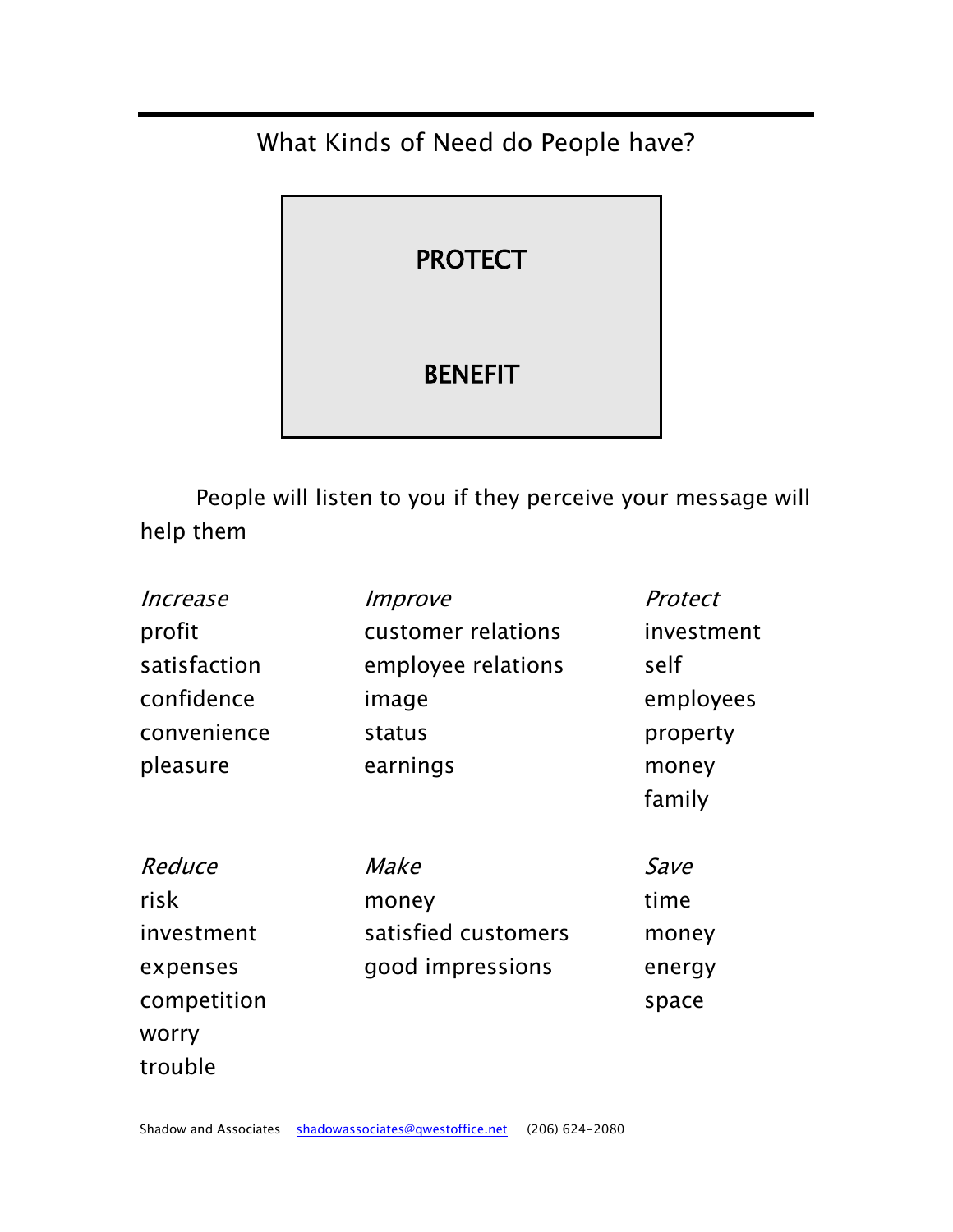## What Kinds of Need do People have?

**PROTECT**

**BENEFIT**

People will listen to you if they perceive your message will help them

| *Increase* | *Improve* | *Protect* |
|---|---|---|
| profit | customer relations | investment |
| satisfaction | employee relations | self |
| confidence | image | employees |
| convenience | status | property |
| pleasure | earnings | money |
| | | family |

| *Reduce* | *Make* | *Save* |
|---|---|---|
| risk | money | time |
| investment | satisfied customers | money |
| expenses | good impressions | energy |
| competition | | space |
| worry | | |
| trouble | | |

Shadow and Associates shadowassociates@qwestoffice.net (206) 624-2080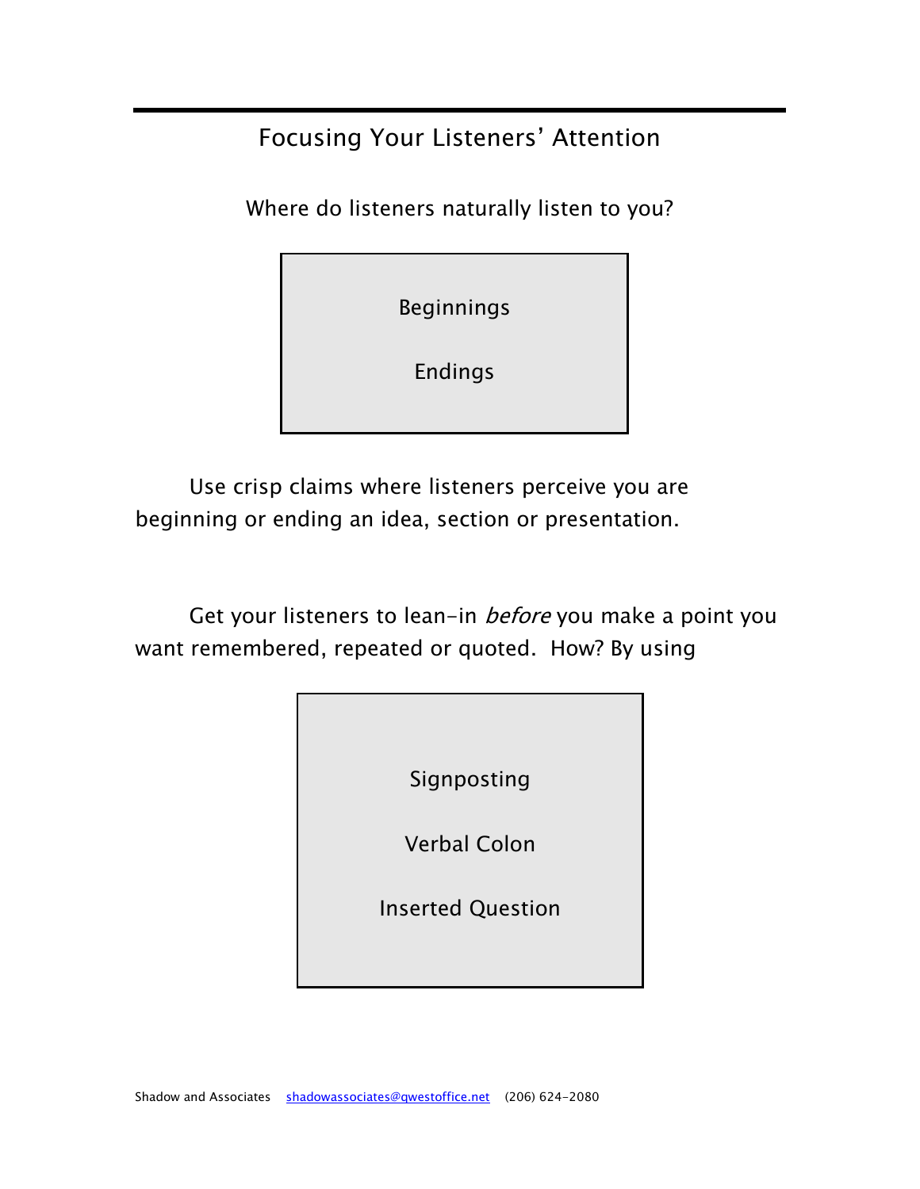## Focusing Your Listeners' Attention

Where do listeners naturally listen to you?

Beginnings

Endings

Use crisp claims where listeners perceive you are beginning or ending an idea, section or presentation.

Get your listeners to lean-in *before* you make a point you want remembered, repeated or quoted. How? By using

Signposting

Verbal Colon

Inserted Question

Shadow and Associates shadowassociates@qwestoffice.net (206) 624-2080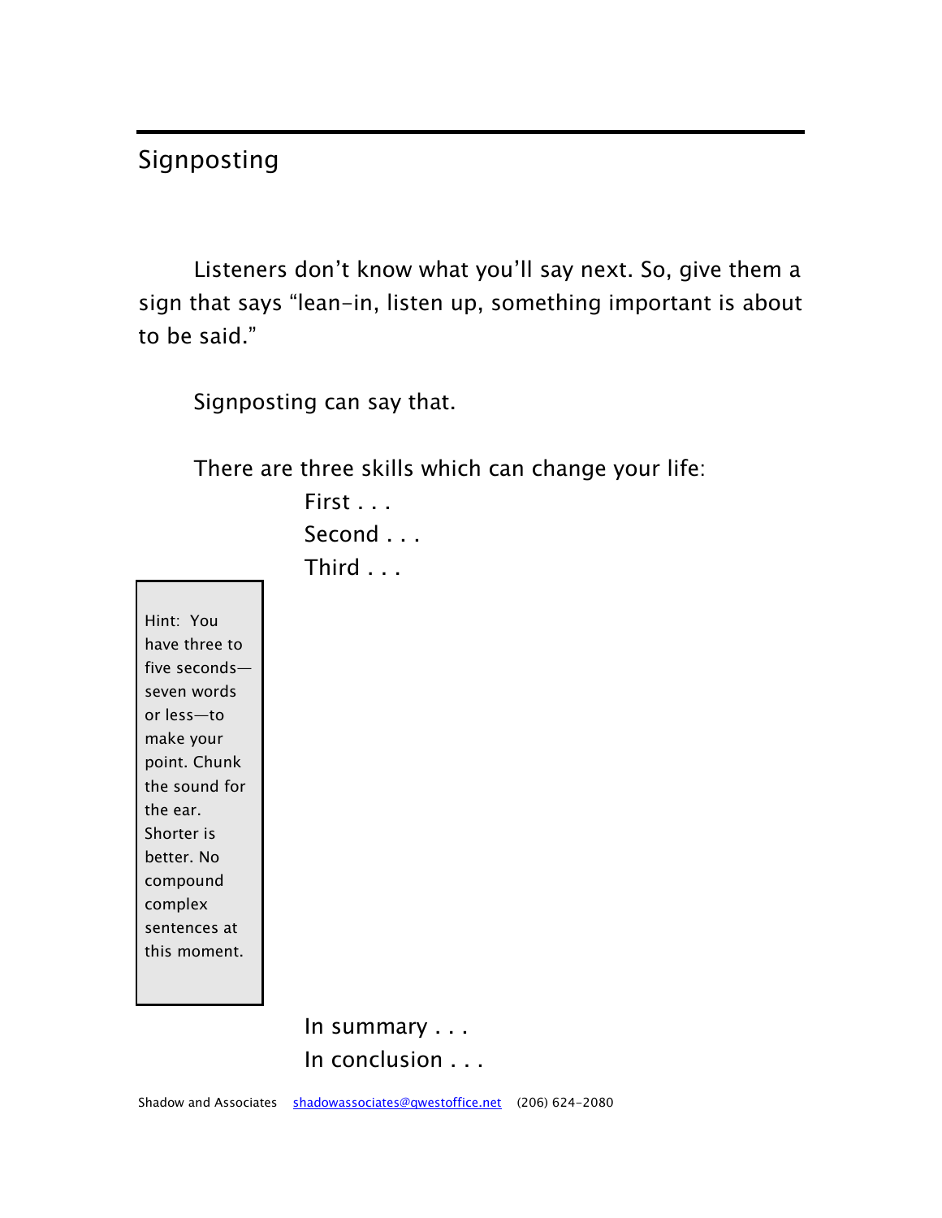## Signposting

Listeners don't know what you'll say next. So, give them a sign that says "lean-in, listen up, something important is about to be said."

Signposting can say that.

There are three skills which can change your life:

First . . .

Second . . .

Third . . .

> Hint: You have three to five seconds—seven words or less—to make your point. Chunk the sound for the ear. Shorter is better. No compound complex sentences at this moment.

In summary . . .

In conclusion . . .

Shadow and Associates    shadowassociates@qwestoffice.net    (206) 624-2080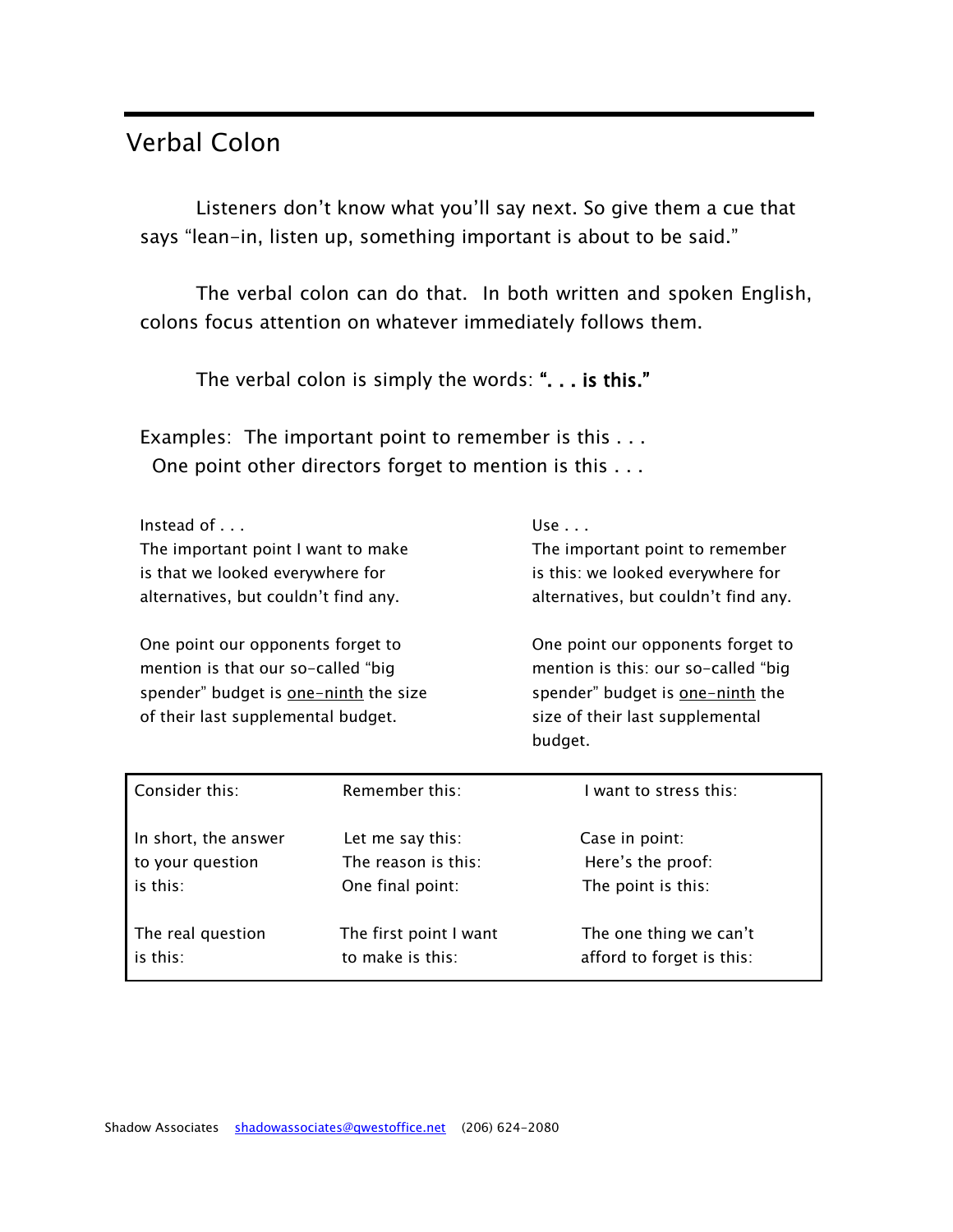## Verbal Colon

Listeners don't know what you'll say next. So give them a cue that says "lean-in, listen up, something important is about to be said."

The verbal colon can do that. In both written and spoken English, colons focus attention on whatever immediately follows them.

The verbal colon is simply the words: **". . . is this."**

Examples: The important point to remember is this . . .
One point other directors forget to mention is this . . .

| Instead of . . . | Use . . . |
|---|---|
| The important point I want to make is that we looked everywhere for alternatives, but couldn't find any. | The important point to remember is this: we looked everywhere for alternatives, but couldn't find any. |
| One point our opponents forget to mention is that our so-called "big spender" budget is <u>one-ninth</u> the size of their last supplemental budget. | One point our opponents forget to mention is this: our so-called "big spender" budget is <u>one-ninth</u> the size of their last supplemental budget. |

| | | |
|---|---|---|
| Consider this: | Remember this: | I want to stress this: |
| In short, the answer to your question is this: | Let me say this:<br>The reason is this:<br>One final point: | Case in point:<br>Here's the proof:<br>The point is this: |
| The real question is this: | The first point I want to make is this: | The one thing we can't afford to forget is this: |

Shadow Associates shadowassociates@qwestoffice.net (206) 624-2080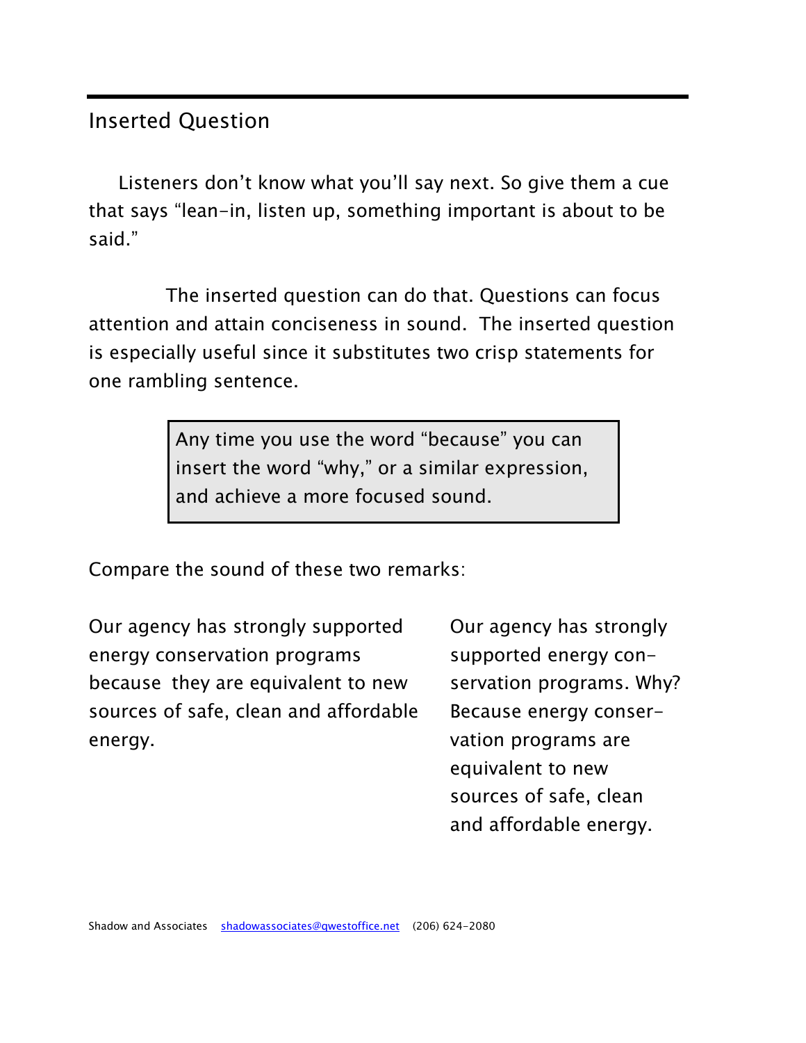## Inserted Question

Listeners don't know what you'll say next. So give them a cue that says "lean-in, listen up, something important is about to be said."

The inserted question can do that. Questions can focus attention and attain conciseness in sound. The inserted question is especially useful since it substitutes two crisp statements for one rambling sentence.

> Any time you use the word "because" you can insert the word "why," or a similar expression, and achieve a more focused sound.

Compare the sound of these two remarks:

Our agency has strongly supported energy conservation programs because they are equivalent to new sources of safe, clean and affordable energy.

Our agency has strongly supported energy conservation programs. Why? Because energy conservation programs are equivalent to new sources of safe, clean and affordable energy.

Shadow and Associates shadowassociates@qwestoffice.net (206) 624-2080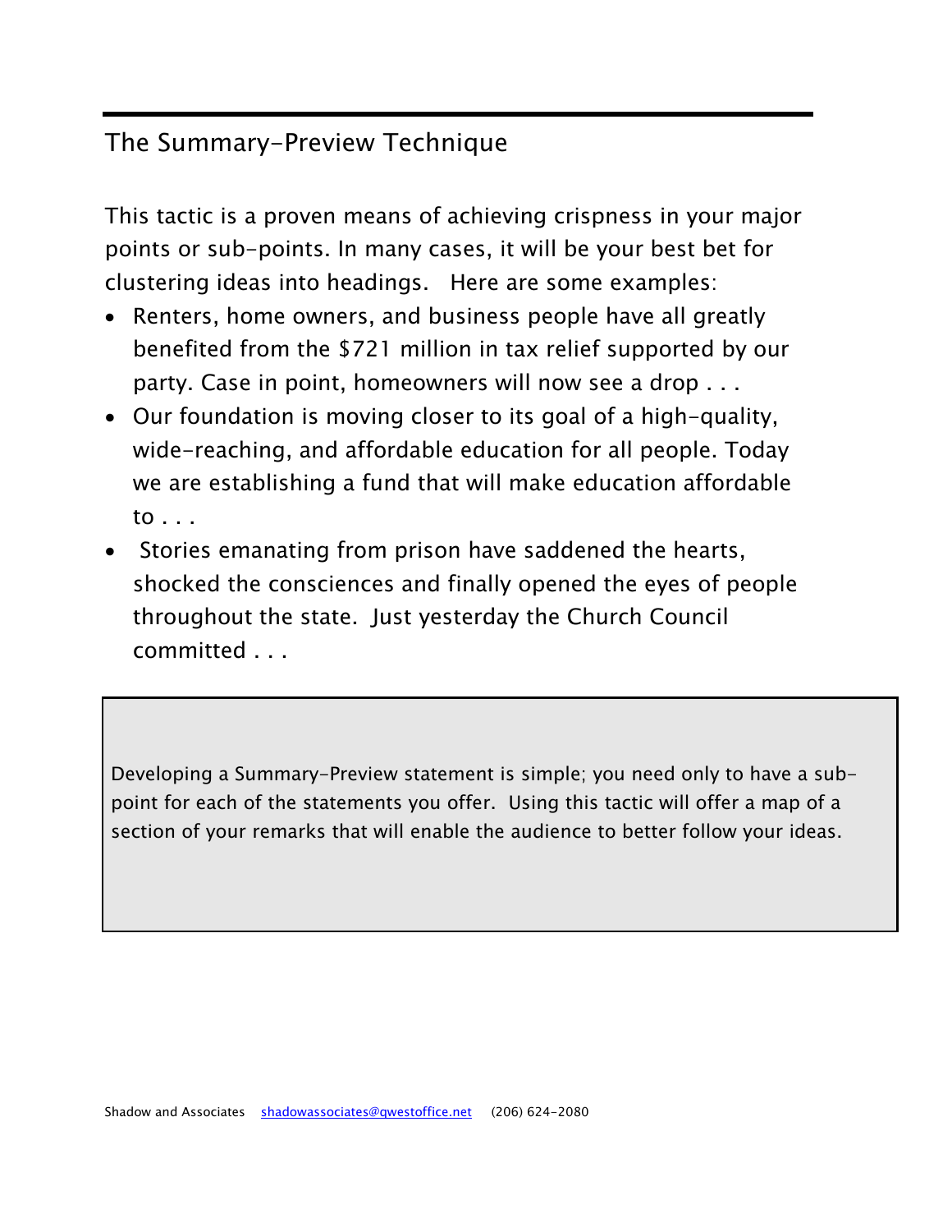## The Summary-Preview Technique

This tactic is a proven means of achieving crispness in your major points or sub-points. In many cases, it will be your best bet for clustering ideas into headings. Here are some examples:

- Renters, home owners, and business people have all greatly benefited from the $721 million in tax relief supported by our party. Case in point, homeowners will now see a drop . . .
- Our foundation is moving closer to its goal of a high-quality, wide-reaching, and affordable education for all people. Today we are establishing a fund that will make education affordable to . . .
- Stories emanating from prison have saddened the hearts, shocked the consciences and finally opened the eyes of people throughout the state. Just yesterday the Church Council committed . . .

> Developing a Summary-Preview statement is simple; you need only to have a sub-point for each of the statements you offer. Using this tactic will offer a map of a section of your remarks that will enable the audience to better follow your ideas.

Shadow and Associates shadowassociates@qwestoffice.net (206) 624-2080